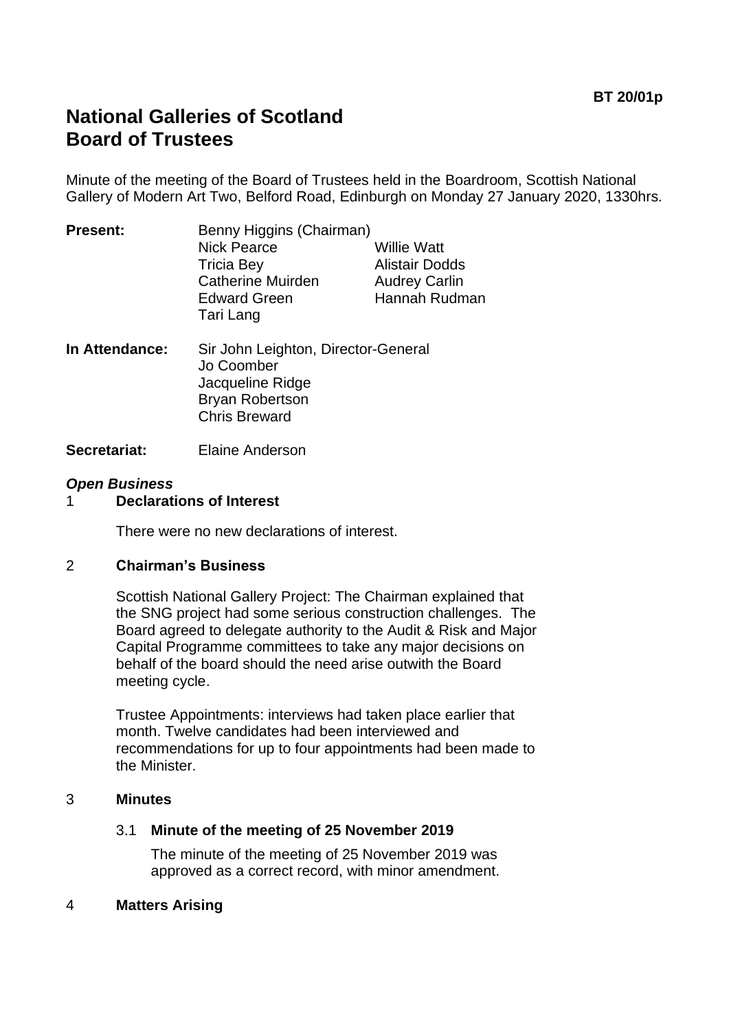**BT 20/01p**

# National Galleries of Scotland
# Board of Trustees

Minute of the meeting of the Board of Trustees held in the Boardroom, Scottish National Gallery of Modern Art Two, Belford Road, Edinburgh on Monday 27 January 2020, 1330hrs.

**Present:** Benny Higgins (Chairman)
Nick Pearce
Willie Watt
Tricia Bey
Alistair Dodds
Catherine Muirden
Audrey Carlin
Edward Green
Hannah Rudman
Tari Lang

**In Attendance:** Sir John Leighton, Director-General
Jo Coomber
Jacqueline Ridge
Bryan Robertson
Chris Breward

**Secretariat:** Elaine Anderson

***Open Business***

## 1 Declarations of Interest

There were no new declarations of interest.

## 2 Chairman's Business

Scottish National Gallery Project: The Chairman explained that the SNG project had some serious construction challenges. The Board agreed to delegate authority to the Audit & Risk and Major Capital Programme committees to take any major decisions on behalf of the board should the need arise outwith the Board meeting cycle.

Trustee Appointments: interviews had taken place earlier that month. Twelve candidates had been interviewed and recommendations for up to four appointments had been made to the Minister.

## 3 Minutes

### 3.1 Minute of the meeting of 25 November 2019

The minute of the meeting of 25 November 2019 was approved as a correct record, with minor amendment.

## 4 Matters Arising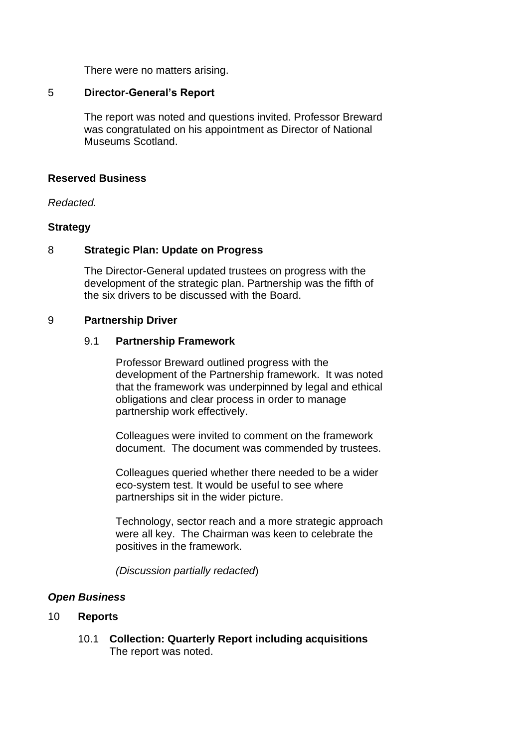There were no matters arising.

5 **Director-General's Report**

The report was noted and questions invited. Professor Breward was congratulated on his appointment as Director of National Museums Scotland.

**Reserved Business**

*Redacted.*

**Strategy**

8 **Strategic Plan: Update on Progress**

The Director-General updated trustees on progress with the development of the strategic plan. Partnership was the fifth of the six drivers to be discussed with the Board.

9 **Partnership Driver**

9.1 **Partnership Framework**

Professor Breward outlined progress with the development of the Partnership framework. It was noted that the framework was underpinned by legal and ethical obligations and clear process in order to manage partnership work effectively.

Colleagues were invited to comment on the framework document. The document was commended by trustees.

Colleagues queried whether there needed to be a wider eco-system test. It would be useful to see where partnerships sit in the wider picture.

Technology, sector reach and a more strategic approach were all key. The Chairman was keen to celebrate the positives in the framework.

*(Discussion partially redacted*)

***Open Business***

10 **Reports**

10.1 **Collection: Quarterly Report including acquisitions**
The report was noted.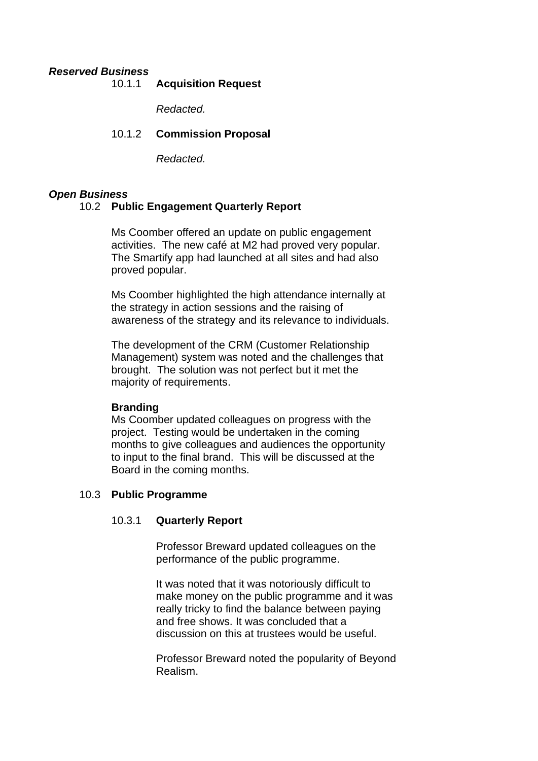***Reserved Business***

**10.1.1 Acquisition Request**

*Redacted.*

**10.1.2 Commission Proposal**

*Redacted.*

***Open Business***

**10.2 Public Engagement Quarterly Report**

Ms Coomber offered an update on public engagement activities. The new café at M2 had proved very popular. The Smartify app had launched at all sites and had also proved popular.

Ms Coomber highlighted the high attendance internally at the strategy in action sessions and the raising of awareness of the strategy and its relevance to individuals.

The development of the CRM (Customer Relationship Management) system was noted and the challenges that brought. The solution was not perfect but it met the majority of requirements.

**Branding**

Ms Coomber updated colleagues on progress with the project. Testing would be undertaken in the coming months to give colleagues and audiences the opportunity to input to the final brand. This will be discussed at the Board in the coming months.

**10.3 Public Programme**

**10.3.1 Quarterly Report**

Professor Breward updated colleagues on the performance of the public programme.

It was noted that it was notoriously difficult to make money on the public programme and it was really tricky to find the balance between paying and free shows. It was concluded that a discussion on this at trustees would be useful.

Professor Breward noted the popularity of Beyond Realism.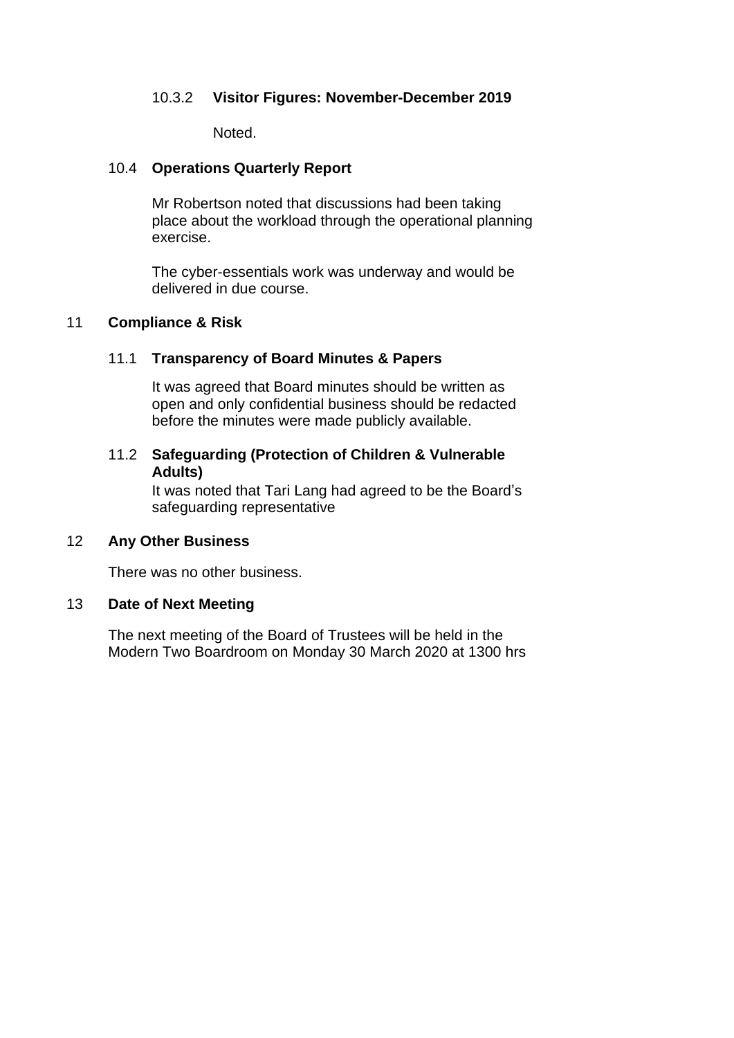10.3.2 **Visitor Figures: November-December 2019**

Noted.

10.4 **Operations Quarterly Report**

Mr Robertson noted that discussions had been taking place about the workload through the operational planning exercise.

The cyber-essentials work was underway and would be delivered in due course.

## 11 Compliance & Risk

11.1 **Transparency of Board Minutes & Papers**

It was agreed that Board minutes should be written as open and only confidential business should be redacted before the minutes were made publicly available.

11.2 **Safeguarding (Protection of Children & Vulnerable Adults)**

It was noted that Tari Lang had agreed to be the Board's safeguarding representative

## 12 Any Other Business

There was no other business.

## 13 Date of Next Meeting

The next meeting of the Board of Trustees will be held in the Modern Two Boardroom on Monday 30 March 2020 at 1300 hrs